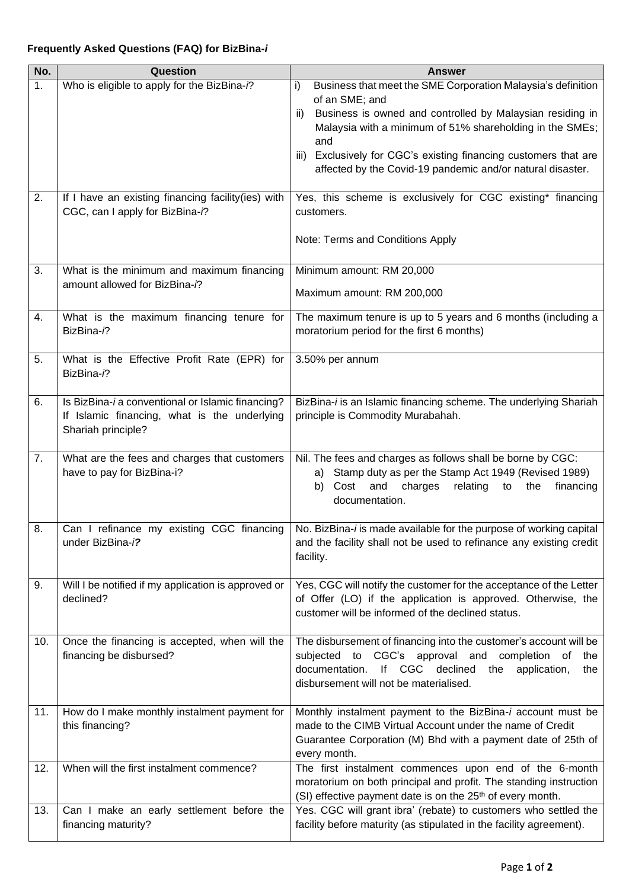**Frequently Asked Questions (FAQ) for BizBina-*i***

| No. | Question | Answer |
|---|---|---|
| 1. | Who is eligible to apply for the BizBina-*i*? | i) Business that meet the SME Corporation Malaysia's definition of an SME; and<br>ii) Business is owned and controlled by Malaysian residing in Malaysia with a minimum of 51% shareholding in the SMEs; and<br>iii) Exclusively for CGC's existing financing customers that are affected by the Covid-19 pandemic and/or natural disaster. |
| 2. | If I have an existing financing facility(ies) with CGC, can I apply for BizBina-*i*? | Yes, this scheme is exclusively for CGC existing* financing customers.<br><br>Note: Terms and Conditions Apply |
| 3. | What is the minimum and maximum financing amount allowed for BizBina-*i*? | Minimum amount: RM 20,000<br>Maximum amount: RM 200,000 |
| 4. | What is the maximum financing tenure for BizBina-*i*? | The maximum tenure is up to 5 years and 6 months (including a moratorium period for the first 6 months) |
| 5. | What is the Effective Profit Rate (EPR) for BizBina-*i*? | 3.50% per annum |
| 6. | Is BizBina-*i* a conventional or Islamic financing? If Islamic financing, what is the underlying Shariah principle? | BizBina-*i* is an Islamic financing scheme. The underlying Shariah principle is Commodity Murabahah. |
| 7. | What are the fees and charges that customers have to pay for BizBina-i? | Nil. The fees and charges as follows shall be borne by CGC:<br>a) Stamp duty as per the Stamp Act 1949 (Revised 1989)<br>b) Cost and charges relating to the financing documentation. |
| 8. | Can I refinance my existing CGC financing under BizBina-***i?*** | No. BizBina-*i* is made available for the purpose of working capital and the facility shall not be used to refinance any existing credit facility. |
| 9. | Will I be notified if my application is approved or declined? | Yes, CGC will notify the customer for the acceptance of the Letter of Offer (LO) if the application is approved. Otherwise, the customer will be informed of the declined status. |
| 10. | Once the financing is accepted, when will the financing be disbursed? | The disbursement of financing into the customer's account will be subjected to CGC's approval and completion of the documentation. If CGC declined the application, the disbursement will not be materialised. |
| 11. | How do I make monthly instalment payment for this financing? | Monthly instalment payment to the BizBina-*i* account must be made to the CIMB Virtual Account under the name of Credit Guarantee Corporation (M) Bhd with a payment date of 25th of every month. |
| 12. | When will the first instalment commence? | The first instalment commences upon end of the 6-month moratorium on both principal and profit. The standing instruction (SI) effective payment date is on the $25^{th}$ of every month. |
| 13. | Can I make an early settlement before the financing maturity? | Yes. CGC will grant ibra' (rebate) to customers who settled the facility before maturity (as stipulated in the facility agreement). |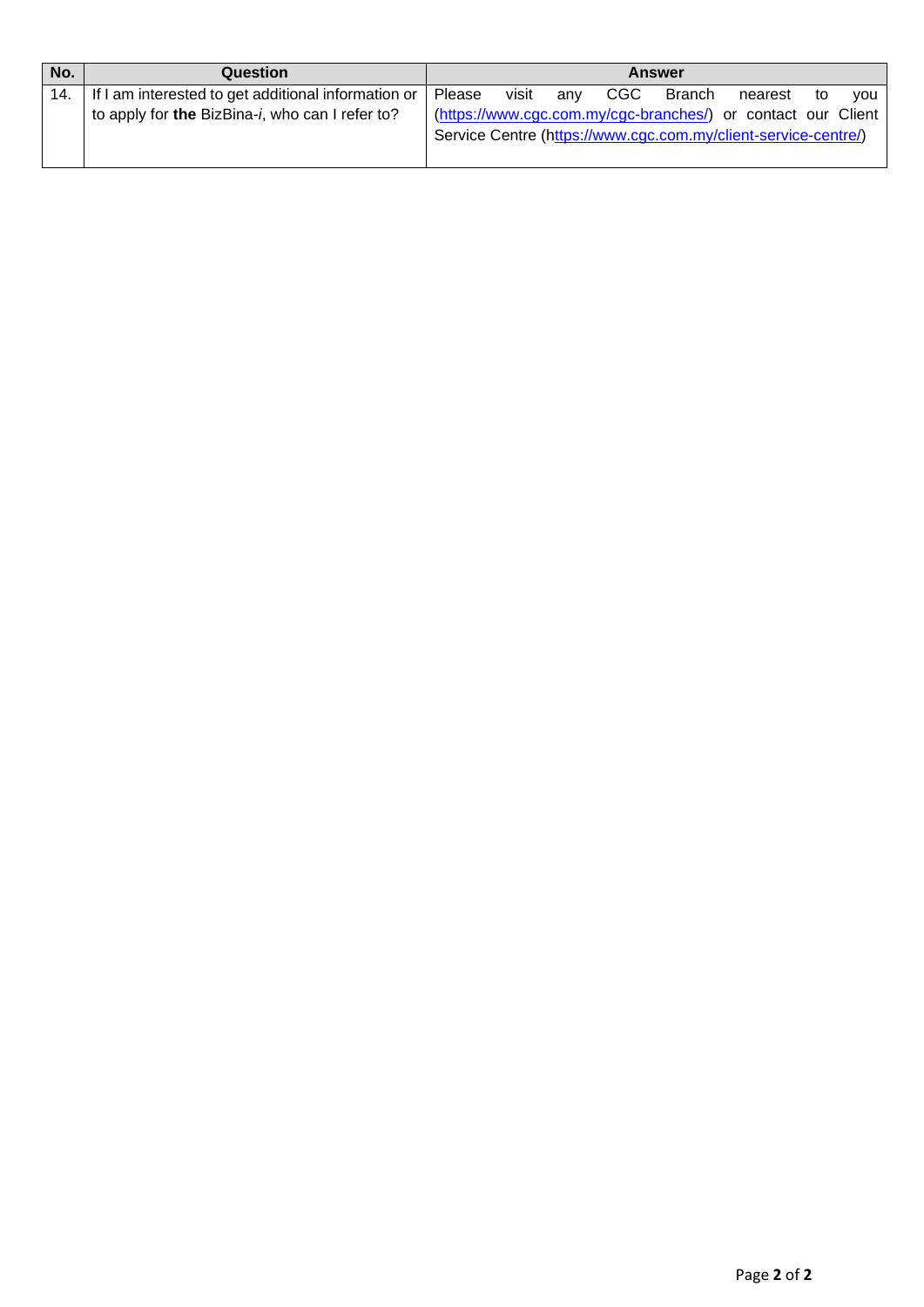| No. | Question | Answer |
| --- | --- | --- |
| 14. | If I am interested to get additional information or to apply for **the** BizBina-*i*, who can I refer to? | Please visit any CGC Branch nearest to you (https://www.cgc.com.my/cgc-branches/) or contact our Client Service Centre (https://www.cgc.com.my/client-service-centre/) |